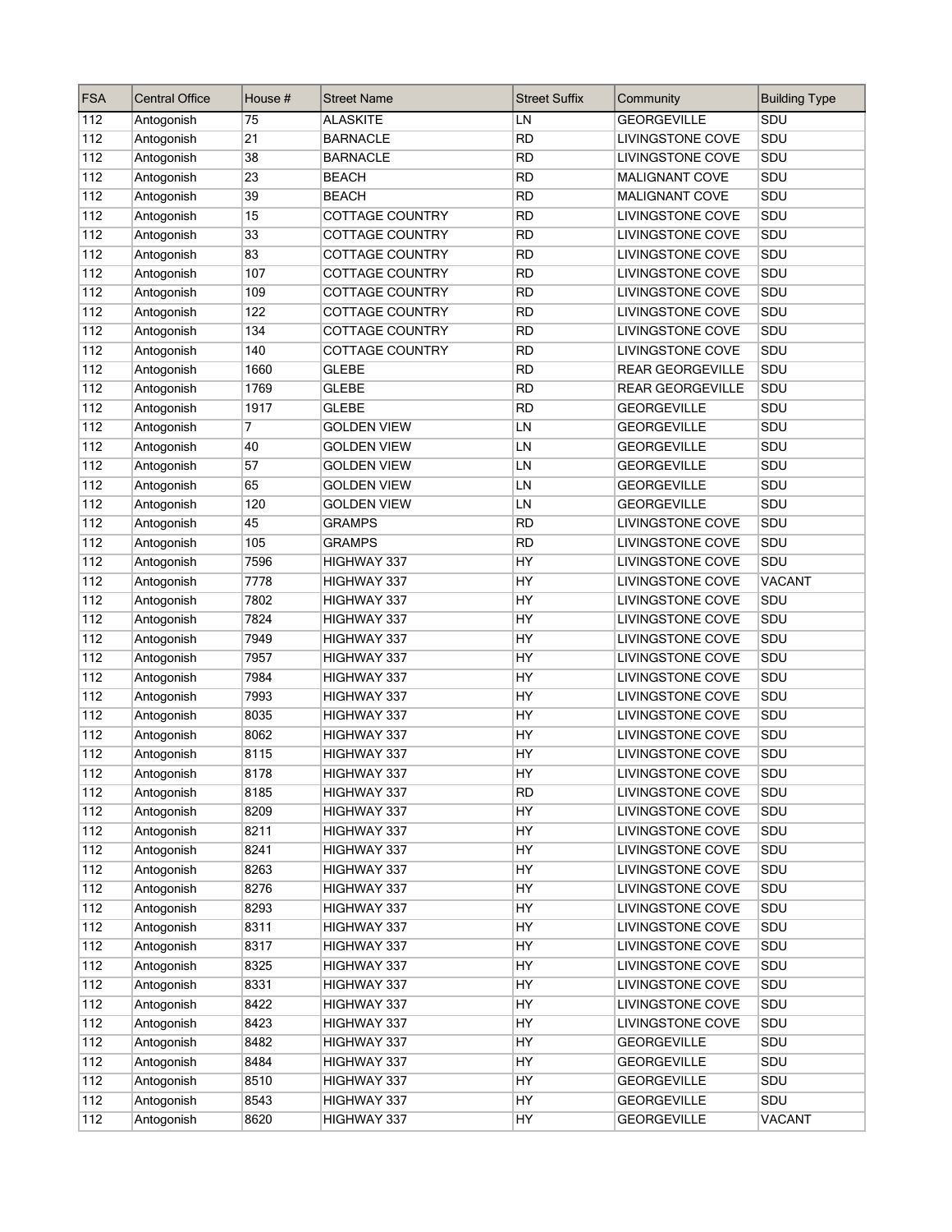| FSA | Central Office | House # | Street Name | Street Suffix | Community | Building Type |
|---|---|---|---|---|---|---|
| 112 | Antogonish | 75 | ALASKITE | LN | GEORGEVILLE | SDU |
| 112 | Antogonish | 21 | BARNACLE | RD | LIVINGSTONE COVE | SDU |
| 112 | Antogonish | 38 | BARNACLE | RD | LIVINGSTONE COVE | SDU |
| 112 | Antogonish | 23 | BEACH | RD | MALIGNANT COVE | SDU |
| 112 | Antogonish | 39 | BEACH | RD | MALIGNANT COVE | SDU |
| 112 | Antogonish | 15 | COTTAGE COUNTRY | RD | LIVINGSTONE COVE | SDU |
| 112 | Antogonish | 33 | COTTAGE COUNTRY | RD | LIVINGSTONE COVE | SDU |
| 112 | Antogonish | 83 | COTTAGE COUNTRY | RD | LIVINGSTONE COVE | SDU |
| 112 | Antogonish | 107 | COTTAGE COUNTRY | RD | LIVINGSTONE COVE | SDU |
| 112 | Antogonish | 109 | COTTAGE COUNTRY | RD | LIVINGSTONE COVE | SDU |
| 112 | Antogonish | 122 | COTTAGE COUNTRY | RD | LIVINGSTONE COVE | SDU |
| 112 | Antogonish | 134 | COTTAGE COUNTRY | RD | LIVINGSTONE COVE | SDU |
| 112 | Antogonish | 140 | COTTAGE COUNTRY | RD | LIVINGSTONE COVE | SDU |
| 112 | Antogonish | 1660 | GLEBE | RD | REAR GEORGEVILLE | SDU |
| 112 | Antogonish | 1769 | GLEBE | RD | REAR GEORGEVILLE | SDU |
| 112 | Antogonish | 1917 | GLEBE | RD | GEORGEVILLE | SDU |
| 112 | Antogonish | 7 | GOLDEN VIEW | LN | GEORGEVILLE | SDU |
| 112 | Antogonish | 40 | GOLDEN VIEW | LN | GEORGEVILLE | SDU |
| 112 | Antogonish | 57 | GOLDEN VIEW | LN | GEORGEVILLE | SDU |
| 112 | Antogonish | 65 | GOLDEN VIEW | LN | GEORGEVILLE | SDU |
| 112 | Antogonish | 120 | GOLDEN VIEW | LN | GEORGEVILLE | SDU |
| 112 | Antogonish | 45 | GRAMPS | RD | LIVINGSTONE COVE | SDU |
| 112 | Antogonish | 105 | GRAMPS | RD | LIVINGSTONE COVE | SDU |
| 112 | Antogonish | 7596 | HIGHWAY 337 | HY | LIVINGSTONE COVE | SDU |
| 112 | Antogonish | 7778 | HIGHWAY 337 | HY | LIVINGSTONE COVE | VACANT |
| 112 | Antogonish | 7802 | HIGHWAY 337 | HY | LIVINGSTONE COVE | SDU |
| 112 | Antogonish | 7824 | HIGHWAY 337 | HY | LIVINGSTONE COVE | SDU |
| 112 | Antogonish | 7949 | HIGHWAY 337 | HY | LIVINGSTONE COVE | SDU |
| 112 | Antogonish | 7957 | HIGHWAY 337 | HY | LIVINGSTONE COVE | SDU |
| 112 | Antogonish | 7984 | HIGHWAY 337 | HY | LIVINGSTONE COVE | SDU |
| 112 | Antogonish | 7993 | HIGHWAY 337 | HY | LIVINGSTONE COVE | SDU |
| 112 | Antogonish | 8035 | HIGHWAY 337 | HY | LIVINGSTONE COVE | SDU |
| 112 | Antogonish | 8062 | HIGHWAY 337 | HY | LIVINGSTONE COVE | SDU |
| 112 | Antogonish | 8115 | HIGHWAY 337 | HY | LIVINGSTONE COVE | SDU |
| 112 | Antogonish | 8178 | HIGHWAY 337 | HY | LIVINGSTONE COVE | SDU |
| 112 | Antogonish | 8185 | HIGHWAY 337 | RD | LIVINGSTONE COVE | SDU |
| 112 | Antogonish | 8209 | HIGHWAY 337 | HY | LIVINGSTONE COVE | SDU |
| 112 | Antogonish | 8211 | HIGHWAY 337 | HY | LIVINGSTONE COVE | SDU |
| 112 | Antogonish | 8241 | HIGHWAY 337 | HY | LIVINGSTONE COVE | SDU |
| 112 | Antogonish | 8263 | HIGHWAY 337 | HY | LIVINGSTONE COVE | SDU |
| 112 | Antogonish | 8276 | HIGHWAY 337 | HY | LIVINGSTONE COVE | SDU |
| 112 | Antogonish | 8293 | HIGHWAY 337 | HY | LIVINGSTONE COVE | SDU |
| 112 | Antogonish | 8311 | HIGHWAY 337 | HY | LIVINGSTONE COVE | SDU |
| 112 | Antogonish | 8317 | HIGHWAY 337 | HY | LIVINGSTONE COVE | SDU |
| 112 | Antogonish | 8325 | HIGHWAY 337 | HY | LIVINGSTONE COVE | SDU |
| 112 | Antogonish | 8331 | HIGHWAY 337 | HY | LIVINGSTONE COVE | SDU |
| 112 | Antogonish | 8422 | HIGHWAY 337 | HY | LIVINGSTONE COVE | SDU |
| 112 | Antogonish | 8423 | HIGHWAY 337 | HY | LIVINGSTONE COVE | SDU |
| 112 | Antogonish | 8482 | HIGHWAY 337 | HY | GEORGEVILLE | SDU |
| 112 | Antogonish | 8484 | HIGHWAY 337 | HY | GEORGEVILLE | SDU |
| 112 | Antogonish | 8510 | HIGHWAY 337 | HY | GEORGEVILLE | SDU |
| 112 | Antogonish | 8543 | HIGHWAY 337 | HY | GEORGEVILLE | SDU |
| 112 | Antogonish | 8620 | HIGHWAY 337 | HY | GEORGEVILLE | VACANT |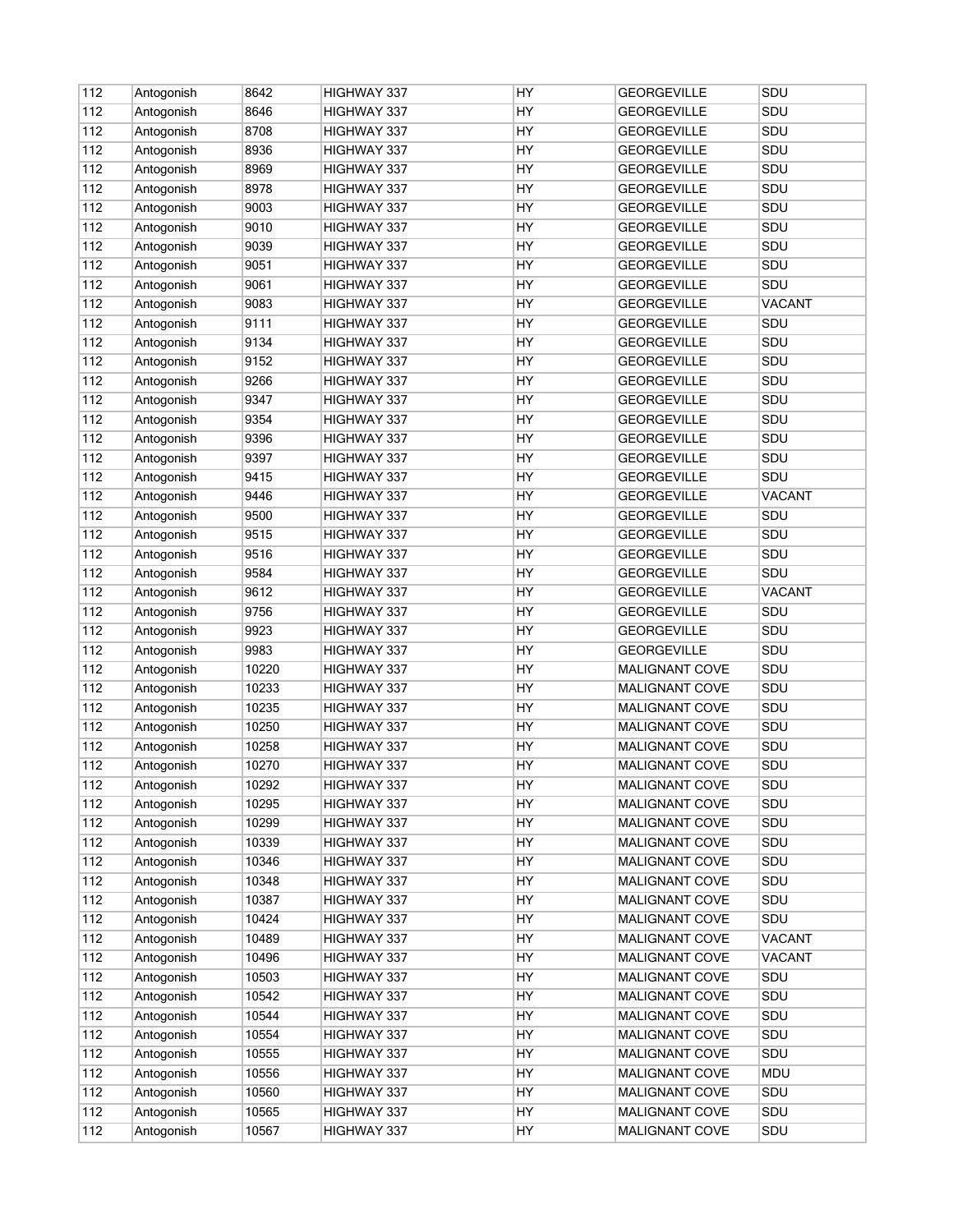| 112 | Antogonish | 8642 | HIGHWAY 337 | HY | GEORGEVILLE | SDU |
|---|---|---|---|---|---|---|
| 112 | Antogonish | 8646 | HIGHWAY 337 | HY | GEORGEVILLE | SDU |
| 112 | Antogonish | 8708 | HIGHWAY 337 | HY | GEORGEVILLE | SDU |
| 112 | Antogonish | 8936 | HIGHWAY 337 | HY | GEORGEVILLE | SDU |
| 112 | Antogonish | 8969 | HIGHWAY 337 | HY | GEORGEVILLE | SDU |
| 112 | Antogonish | 8978 | HIGHWAY 337 | HY | GEORGEVILLE | SDU |
| 112 | Antogonish | 9003 | HIGHWAY 337 | HY | GEORGEVILLE | SDU |
| 112 | Antogonish | 9010 | HIGHWAY 337 | HY | GEORGEVILLE | SDU |
| 112 | Antogonish | 9039 | HIGHWAY 337 | HY | GEORGEVILLE | SDU |
| 112 | Antogonish | 9051 | HIGHWAY 337 | HY | GEORGEVILLE | SDU |
| 112 | Antogonish | 9061 | HIGHWAY 337 | HY | GEORGEVILLE | SDU |
| 112 | Antogonish | 9083 | HIGHWAY 337 | HY | GEORGEVILLE | VACANT |
| 112 | Antogonish | 9111 | HIGHWAY 337 | HY | GEORGEVILLE | SDU |
| 112 | Antogonish | 9134 | HIGHWAY 337 | HY | GEORGEVILLE | SDU |
| 112 | Antogonish | 9152 | HIGHWAY 337 | HY | GEORGEVILLE | SDU |
| 112 | Antogonish | 9266 | HIGHWAY 337 | HY | GEORGEVILLE | SDU |
| 112 | Antogonish | 9347 | HIGHWAY 337 | HY | GEORGEVILLE | SDU |
| 112 | Antogonish | 9354 | HIGHWAY 337 | HY | GEORGEVILLE | SDU |
| 112 | Antogonish | 9396 | HIGHWAY 337 | HY | GEORGEVILLE | SDU |
| 112 | Antogonish | 9397 | HIGHWAY 337 | HY | GEORGEVILLE | SDU |
| 112 | Antogonish | 9415 | HIGHWAY 337 | HY | GEORGEVILLE | SDU |
| 112 | Antogonish | 9446 | HIGHWAY 337 | HY | GEORGEVILLE | VACANT |
| 112 | Antogonish | 9500 | HIGHWAY 337 | HY | GEORGEVILLE | SDU |
| 112 | Antogonish | 9515 | HIGHWAY 337 | HY | GEORGEVILLE | SDU |
| 112 | Antogonish | 9516 | HIGHWAY 337 | HY | GEORGEVILLE | SDU |
| 112 | Antogonish | 9584 | HIGHWAY 337 | HY | GEORGEVILLE | SDU |
| 112 | Antogonish | 9612 | HIGHWAY 337 | HY | GEORGEVILLE | VACANT |
| 112 | Antogonish | 9756 | HIGHWAY 337 | HY | GEORGEVILLE | SDU |
| 112 | Antogonish | 9923 | HIGHWAY 337 | HY | GEORGEVILLE | SDU |
| 112 | Antogonish | 9983 | HIGHWAY 337 | HY | GEORGEVILLE | SDU |
| 112 | Antogonish | 10220 | HIGHWAY 337 | HY | MALIGNANT COVE | SDU |
| 112 | Antogonish | 10233 | HIGHWAY 337 | HY | MALIGNANT COVE | SDU |
| 112 | Antogonish | 10235 | HIGHWAY 337 | HY | MALIGNANT COVE | SDU |
| 112 | Antogonish | 10250 | HIGHWAY 337 | HY | MALIGNANT COVE | SDU |
| 112 | Antogonish | 10258 | HIGHWAY 337 | HY | MALIGNANT COVE | SDU |
| 112 | Antogonish | 10270 | HIGHWAY 337 | HY | MALIGNANT COVE | SDU |
| 112 | Antogonish | 10292 | HIGHWAY 337 | HY | MALIGNANT COVE | SDU |
| 112 | Antogonish | 10295 | HIGHWAY 337 | HY | MALIGNANT COVE | SDU |
| 112 | Antogonish | 10299 | HIGHWAY 337 | HY | MALIGNANT COVE | SDU |
| 112 | Antogonish | 10339 | HIGHWAY 337 | HY | MALIGNANT COVE | SDU |
| 112 | Antogonish | 10346 | HIGHWAY 337 | HY | MALIGNANT COVE | SDU |
| 112 | Antogonish | 10348 | HIGHWAY 337 | HY | MALIGNANT COVE | SDU |
| 112 | Antogonish | 10387 | HIGHWAY 337 | HY | MALIGNANT COVE | SDU |
| 112 | Antogonish | 10424 | HIGHWAY 337 | HY | MALIGNANT COVE | SDU |
| 112 | Antogonish | 10489 | HIGHWAY 337 | HY | MALIGNANT COVE | VACANT |
| 112 | Antogonish | 10496 | HIGHWAY 337 | HY | MALIGNANT COVE | VACANT |
| 112 | Antogonish | 10503 | HIGHWAY 337 | HY | MALIGNANT COVE | SDU |
| 112 | Antogonish | 10542 | HIGHWAY 337 | HY | MALIGNANT COVE | SDU |
| 112 | Antogonish | 10544 | HIGHWAY 337 | HY | MALIGNANT COVE | SDU |
| 112 | Antogonish | 10554 | HIGHWAY 337 | HY | MALIGNANT COVE | SDU |
| 112 | Antogonish | 10555 | HIGHWAY 337 | HY | MALIGNANT COVE | SDU |
| 112 | Antogonish | 10556 | HIGHWAY 337 | HY | MALIGNANT COVE | MDU |
| 112 | Antogonish | 10560 | HIGHWAY 337 | HY | MALIGNANT COVE | SDU |
| 112 | Antogonish | 10565 | HIGHWAY 337 | HY | MALIGNANT COVE | SDU |
| 112 | Antogonish | 10567 | HIGHWAY 337 | HY | MALIGNANT COVE | SDU |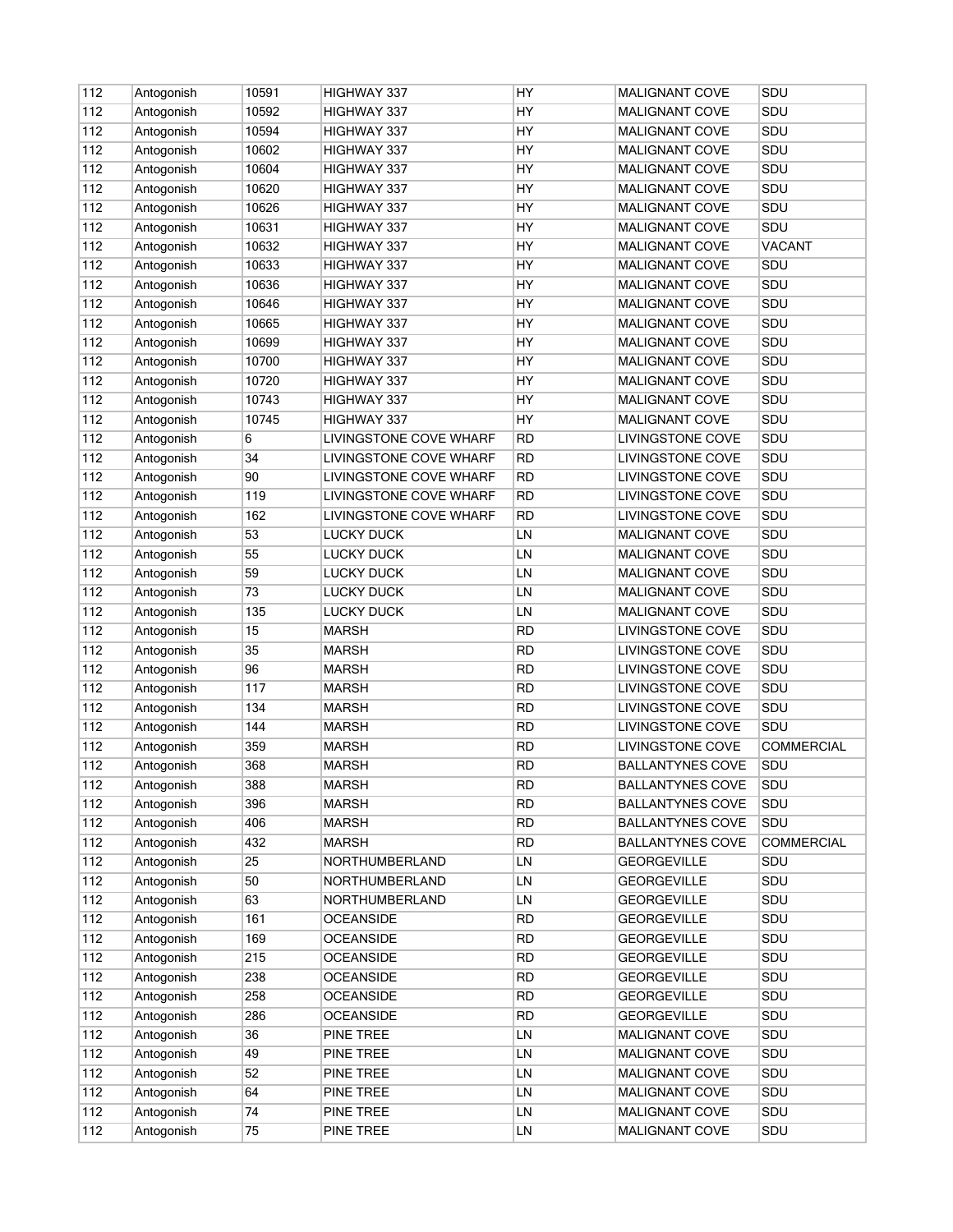| 112 | Antogonish | 10591 | HIGHWAY 337 | HY | MALIGNANT COVE | SDU |
|---|---|---|---|---|---|---|
| 112 | Antogonish | 10592 | HIGHWAY 337 | HY | MALIGNANT COVE | SDU |
| 112 | Antogonish | 10594 | HIGHWAY 337 | HY | MALIGNANT COVE | SDU |
| 112 | Antogonish | 10602 | HIGHWAY 337 | HY | MALIGNANT COVE | SDU |
| 112 | Antogonish | 10604 | HIGHWAY 337 | HY | MALIGNANT COVE | SDU |
| 112 | Antogonish | 10620 | HIGHWAY 337 | HY | MALIGNANT COVE | SDU |
| 112 | Antogonish | 10626 | HIGHWAY 337 | HY | MALIGNANT COVE | SDU |
| 112 | Antogonish | 10631 | HIGHWAY 337 | HY | MALIGNANT COVE | SDU |
| 112 | Antogonish | 10632 | HIGHWAY 337 | HY | MALIGNANT COVE | VACANT |
| 112 | Antogonish | 10633 | HIGHWAY 337 | HY | MALIGNANT COVE | SDU |
| 112 | Antogonish | 10636 | HIGHWAY 337 | HY | MALIGNANT COVE | SDU |
| 112 | Antogonish | 10646 | HIGHWAY 337 | HY | MALIGNANT COVE | SDU |
| 112 | Antogonish | 10665 | HIGHWAY 337 | HY | MALIGNANT COVE | SDU |
| 112 | Antogonish | 10699 | HIGHWAY 337 | HY | MALIGNANT COVE | SDU |
| 112 | Antogonish | 10700 | HIGHWAY 337 | HY | MALIGNANT COVE | SDU |
| 112 | Antogonish | 10720 | HIGHWAY 337 | HY | MALIGNANT COVE | SDU |
| 112 | Antogonish | 10743 | HIGHWAY 337 | HY | MALIGNANT COVE | SDU |
| 112 | Antogonish | 10745 | HIGHWAY 337 | HY | MALIGNANT COVE | SDU |
| 112 | Antogonish | 6 | LIVINGSTONE COVE WHARF | RD | LIVINGSTONE COVE | SDU |
| 112 | Antogonish | 34 | LIVINGSTONE COVE WHARF | RD | LIVINGSTONE COVE | SDU |
| 112 | Antogonish | 90 | LIVINGSTONE COVE WHARF | RD | LIVINGSTONE COVE | SDU |
| 112 | Antogonish | 119 | LIVINGSTONE COVE WHARF | RD | LIVINGSTONE COVE | SDU |
| 112 | Antogonish | 162 | LIVINGSTONE COVE WHARF | RD | LIVINGSTONE COVE | SDU |
| 112 | Antogonish | 53 | LUCKY DUCK | LN | MALIGNANT COVE | SDU |
| 112 | Antogonish | 55 | LUCKY DUCK | LN | MALIGNANT COVE | SDU |
| 112 | Antogonish | 59 | LUCKY DUCK | LN | MALIGNANT COVE | SDU |
| 112 | Antogonish | 73 | LUCKY DUCK | LN | MALIGNANT COVE | SDU |
| 112 | Antogonish | 135 | LUCKY DUCK | LN | MALIGNANT COVE | SDU |
| 112 | Antogonish | 15 | MARSH | RD | LIVINGSTONE COVE | SDU |
| 112 | Antogonish | 35 | MARSH | RD | LIVINGSTONE COVE | SDU |
| 112 | Antogonish | 96 | MARSH | RD | LIVINGSTONE COVE | SDU |
| 112 | Antogonish | 117 | MARSH | RD | LIVINGSTONE COVE | SDU |
| 112 | Antogonish | 134 | MARSH | RD | LIVINGSTONE COVE | SDU |
| 112 | Antogonish | 144 | MARSH | RD | LIVINGSTONE COVE | SDU |
| 112 | Antogonish | 359 | MARSH | RD | LIVINGSTONE COVE | COMMERCIAL |
| 112 | Antogonish | 368 | MARSH | RD | BALLANTYNES COVE | SDU |
| 112 | Antogonish | 388 | MARSH | RD | BALLANTYNES COVE | SDU |
| 112 | Antogonish | 396 | MARSH | RD | BALLANTYNES COVE | SDU |
| 112 | Antogonish | 406 | MARSH | RD | BALLANTYNES COVE | SDU |
| 112 | Antogonish | 432 | MARSH | RD | BALLANTYNES COVE | COMMERCIAL |
| 112 | Antogonish | 25 | NORTHUMBERLAND | LN | GEORGEVILLE | SDU |
| 112 | Antogonish | 50 | NORTHUMBERLAND | LN | GEORGEVILLE | SDU |
| 112 | Antogonish | 63 | NORTHUMBERLAND | LN | GEORGEVILLE | SDU |
| 112 | Antogonish | 161 | OCEANSIDE | RD | GEORGEVILLE | SDU |
| 112 | Antogonish | 169 | OCEANSIDE | RD | GEORGEVILLE | SDU |
| 112 | Antogonish | 215 | OCEANSIDE | RD | GEORGEVILLE | SDU |
| 112 | Antogonish | 238 | OCEANSIDE | RD | GEORGEVILLE | SDU |
| 112 | Antogonish | 258 | OCEANSIDE | RD | GEORGEVILLE | SDU |
| 112 | Antogonish | 286 | OCEANSIDE | RD | GEORGEVILLE | SDU |
| 112 | Antogonish | 36 | PINE TREE | LN | MALIGNANT COVE | SDU |
| 112 | Antogonish | 49 | PINE TREE | LN | MALIGNANT COVE | SDU |
| 112 | Antogonish | 52 | PINE TREE | LN | MALIGNANT COVE | SDU |
| 112 | Antogonish | 64 | PINE TREE | LN | MALIGNANT COVE | SDU |
| 112 | Antogonish | 74 | PINE TREE | LN | MALIGNANT COVE | SDU |
| 112 | Antogonish | 75 | PINE TREE | LN | MALIGNANT COVE | SDU |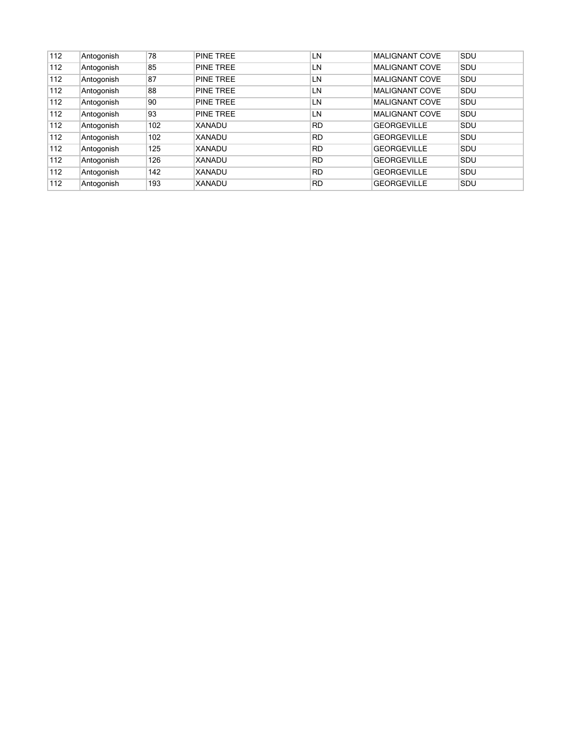| | | | | | | |
|---|---|---|---|---|---|---|
| 112 | Antogonish | 78 | PINE TREE | LN | MALIGNANT COVE | SDU |
| 112 | Antogonish | 85 | PINE TREE | LN | MALIGNANT COVE | SDU |
| 112 | Antogonish | 87 | PINE TREE | LN | MALIGNANT COVE | SDU |
| 112 | Antogonish | 88 | PINE TREE | LN | MALIGNANT COVE | SDU |
| 112 | Antogonish | 90 | PINE TREE | LN | MALIGNANT COVE | SDU |
| 112 | Antogonish | 93 | PINE TREE | LN | MALIGNANT COVE | SDU |
| 112 | Antogonish | 102 | XANADU | RD | GEORGEVILLE | SDU |
| 112 | Antogonish | 102 | XANADU | RD | GEORGEVILLE | SDU |
| 112 | Antogonish | 125 | XANADU | RD | GEORGEVILLE | SDU |
| 112 | Antogonish | 126 | XANADU | RD | GEORGEVILLE | SDU |
| 112 | Antogonish | 142 | XANADU | RD | GEORGEVILLE | SDU |
| 112 | Antogonish | 193 | XANADU | RD | GEORGEVILLE | SDU |